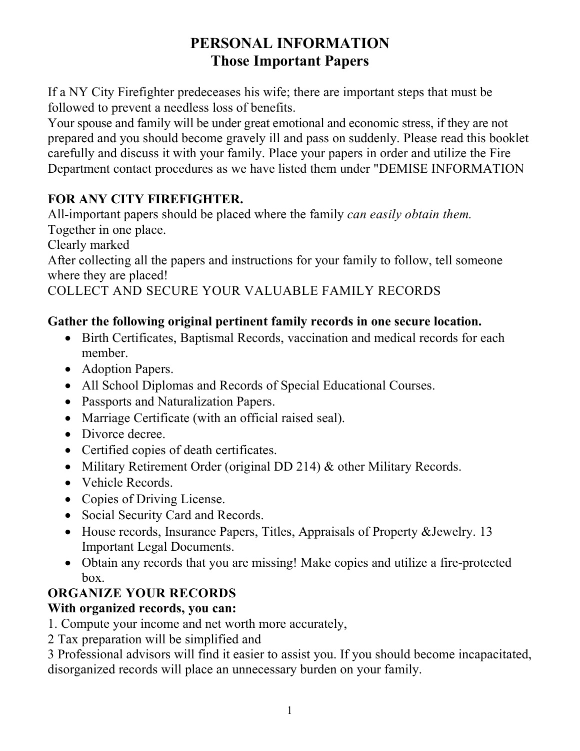# PERSONAL INFORMATION
## Those Important Papers

If a NY City Firefighter predeceases his wife; there are important steps that must be followed to prevent a needless loss of benefits.
Your spouse and family will be under great emotional and economic stress, if they are not prepared and you should become gravely ill and pass on suddenly. Please read this booklet carefully and discuss it with your family. Place your papers in order and utilize the Fire Department contact procedures as we have listed them under "DEMISE INFORMATION

**FOR ANY CITY FIREFIGHTER.**
All-important papers should be placed where the family *can easily obtain them.*
Together in one place.
Clearly marked
After collecting all the papers and instructions for your family to follow, tell someone where they are placed!
COLLECT AND SECURE YOUR VALUABLE FAMILY RECORDS

**Gather the following original pertinent family records in one secure location.**

- Birth Certificates, Baptismal Records, vaccination and medical records for each member.
- Adoption Papers.
- All School Diplomas and Records of Special Educational Courses.
- Passports and Naturalization Papers.
- Marriage Certificate (with an official raised seal).
- Divorce decree.
- Certified copies of death certificates.
- Military Retirement Order (original DD 214) & other Military Records.
- Vehicle Records.
- Copies of Driving License.
- Social Security Card and Records.
- House records, Insurance Papers, Titles, Appraisals of Property &Jewelry. 13 Important Legal Documents.
- Obtain any records that you are missing! Make copies and utilize a fire-protected box.

**ORGANIZE YOUR RECORDS**
**With organized records, you can:**
1. Compute your income and net worth more accurately,
2 Tax preparation will be simplified and
3 Professional advisors will find it easier to assist you. If you should become incapacitated, disorganized records will place an unnecessary burden on your family.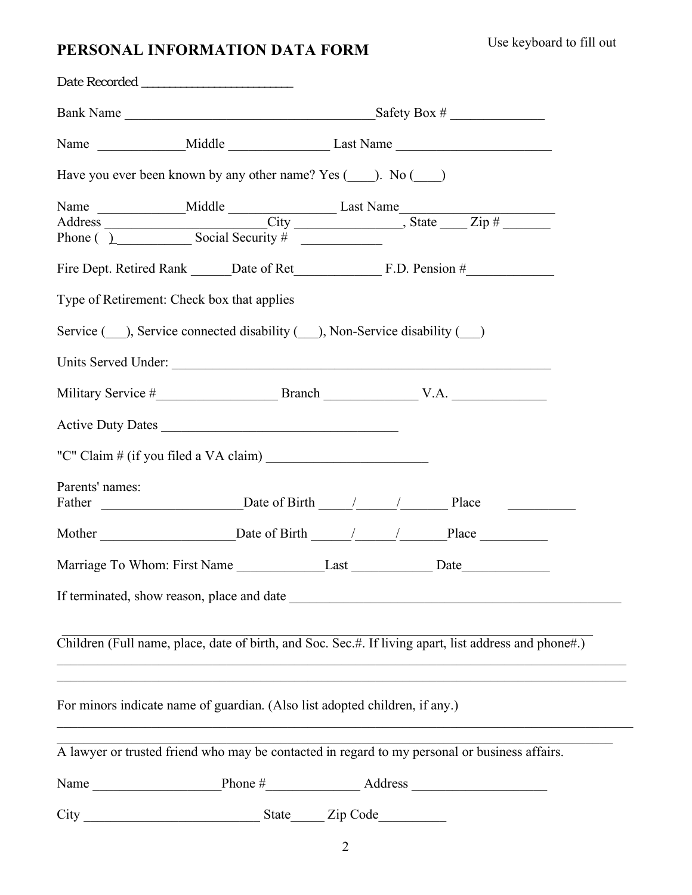# PERSONAL INFORMATION DATA FORM

Use keyboard to fill out

Date Recorded ________________________

Bank Name ______________________________________Safety Box # ______________

Name _____________Middle _______________ Last Name _______________________

Have you ever been known by any other name? Yes (____). No (____)

Name _____________Middle ________________ Last Name_______________________

Address ________________________City ________________, State ____ Zip # _______

Phone ( )____________ Social Security # ____________

Fire Dept. Retired Rank ______Date of Ret_____________ F.D. Pension #_____________

Type of Retirement: Check box that applies

Service (___), Service connected disability (___), Non-Service disability (___)

Units Served Under: ________________________________________________________

Military Service #__________________ Branch ______________ V.A. ______________

Active Duty Dates ____________________________________

"C" Claim # (if you filed a VA claim) ________________________

Parents' names:

Father _____________________Date of Birth _____/______/_______ Place __________

Mother ____________________Date of Birth ______/______/_______Place __________

Marriage To Whom: First Name _____________Last ____________ Date_____________

If terminated, show reason, place and date __________________________________________________

_________________________________________________________________________________

Children (Full name, place, date of birth, and Soc. Sec.#. If living apart, list address and phone#.)

_________________________________________________________________________________

_________________________________________________________________________________

For minors indicate name of guardian. (Also list adopted children, if any.)

_________________________________________________________________________________

_________________________________________________________________________________

A lawyer or trusted friend who may be contacted in regard to my personal or business affairs.

Name ___________________Phone #______________ Address ____________________

City __________________________ State_____ Zip Code__________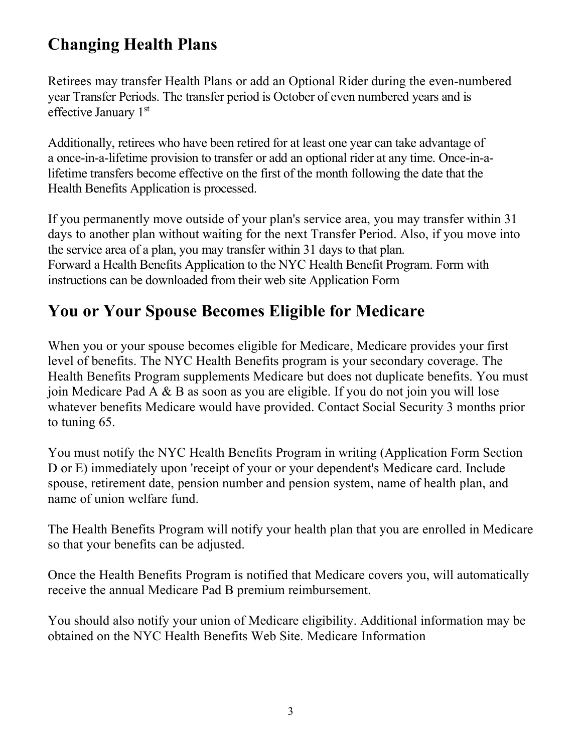## Changing Health Plans

Retirees may transfer Health Plans or add an Optional Rider during the even-numbered year Transfer Periods. The transfer period is October of even numbered years and is effective January 1st

Additionally, retirees who have been retired for at least one year can take advantage of a once-in-a-lifetime provision to transfer or add an optional rider at any time. Once-in-a-lifetime transfers become effective on the first of the month following the date that the Health Benefits Application is processed.

If you permanently move outside of your plan's service area, you may transfer within 31 days to another plan without waiting for the next Transfer Period. Also, if you move into the service area of a plan, you may transfer within 31 days to that plan.
Forward a Health Benefits Application to the NYC Health Benefit Program. Form with instructions can be downloaded from their web site Application Form

## You or Your Spouse Becomes Eligible for Medicare

When you or your spouse becomes eligible for Medicare, Medicare provides your first level of benefits. The NYC Health Benefits program is your secondary coverage. The Health Benefits Program supplements Medicare but does not duplicate benefits. You must join Medicare Pad A & B as soon as you are eligible. If you do not join you will lose whatever benefits Medicare would have provided. Contact Social Security 3 months prior to tuning 65.

You must notify the NYC Health Benefits Program in writing (Application Form Section D or E) immediately upon 'receipt of your or your dependent's Medicare card. Include spouse, retirement date, pension number and pension system, name of health plan, and name of union welfare fund.

The Health Benefits Program will notify your health plan that you are enrolled in Medicare so that your benefits can be adjusted.

Once the Health Benefits Program is notified that Medicare covers you, will automatically receive the annual Medicare Pad B premium reimbursement.

You should also notify your union of Medicare eligibility. Additional information may be obtained on the NYC Health Benefits Web Site. Medicare Information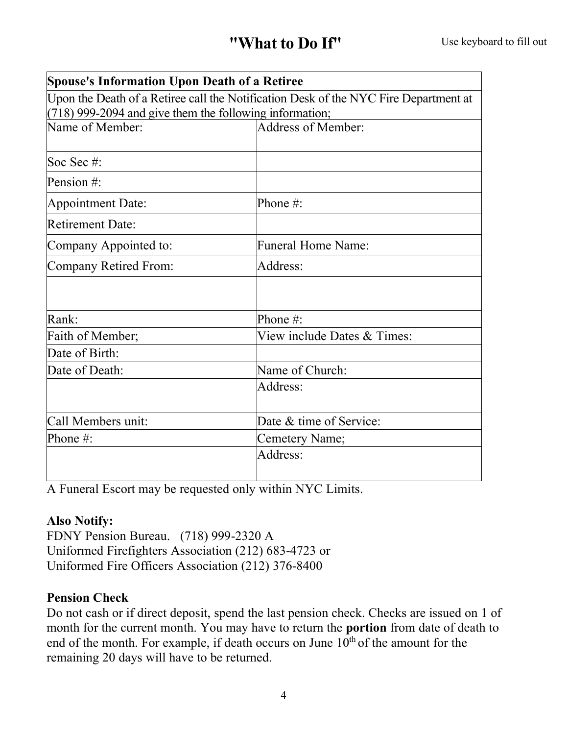# "What to Do If"

Use keyboard to fill out

| Spouse's Information Upon Death of a Retiree | |
|---|---|
| Upon the Death of a Retiree call the Notification Desk of the NYC Fire Department at (718) 999-2094 and give them the following information; | |
| Name of Member: | Address of Member: |
| Soc Sec #: | |
| Pension #: | |
| Appointment Date: | Phone #: |
| Retirement Date: | |
| Company Appointed to: | Funeral Home Name: |
| Company Retired From: | Address: |
| | |
| Rank: | Phone #: |
| Faith of Member; | View include Dates & Times: |
| Date of Birth: | |
| Date of Death: | Name of Church: |
| | Address: |
| Call Members unit: | Date & time of Service: |
| Phone #: | Cemetery Name; |
| | Address: |

A Funeral Escort may be requested only within NYC Limits.

**Also Notify:**
FDNY Pension Bureau. (718) 999-2320 A
Uniformed Firefighters Association (212) 683-4723 or
Uniformed Fire Officers Association (212) 376-8400

**Pension Check**
Do not cash or if direct deposit, spend the last pension check. Checks are issued on 1 of month for the current month. You may have to return the **portion** from date of death to end of the month. For example, if death occurs on June 10th of the amount for the remaining 20 days will have to be returned.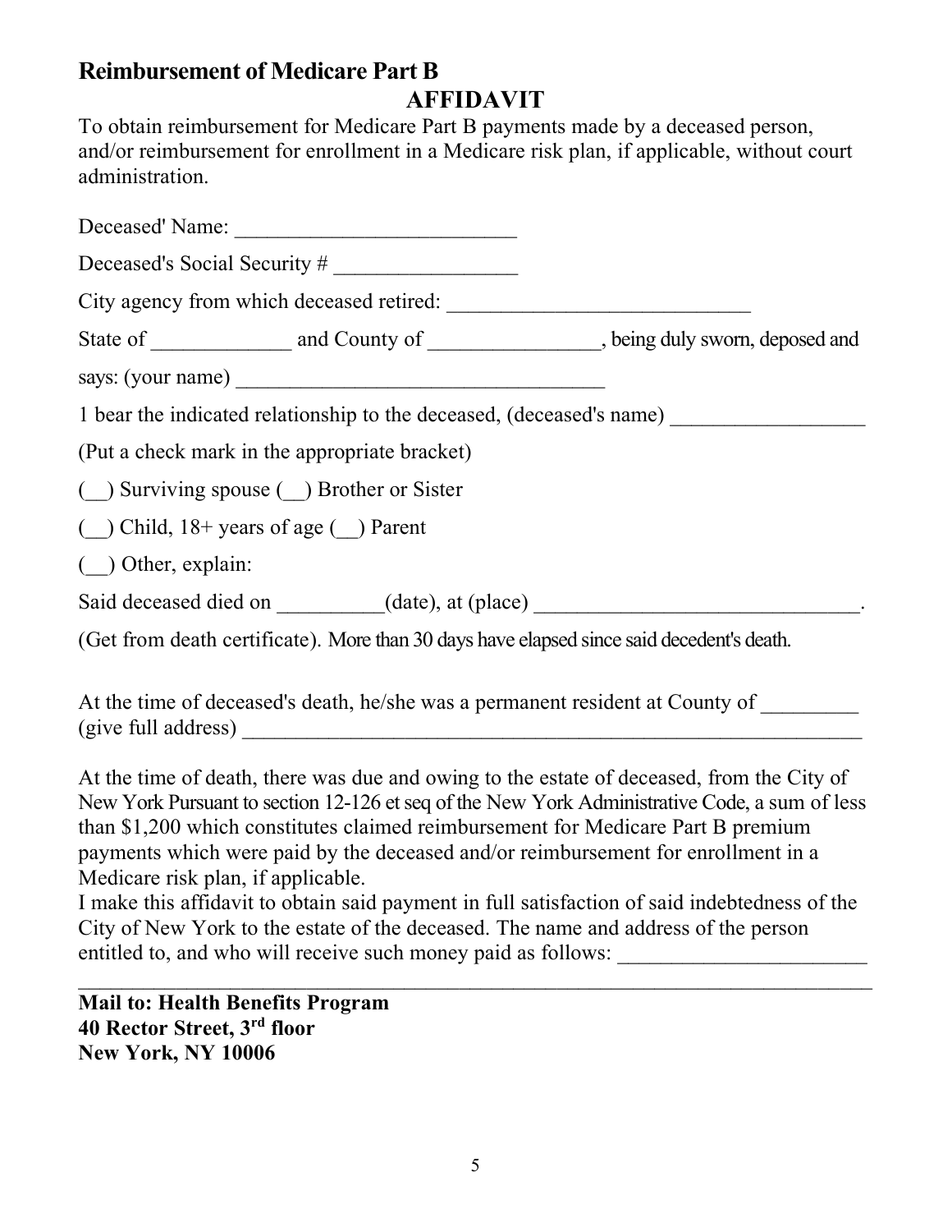## Reimbursement of Medicare Part B

### AFFIDAVIT

To obtain reimbursement for Medicare Part B payments made by a deceased person, and/or reimbursement for enrollment in a Medicare risk plan, if applicable, without court administration.

Deceased' Name: ___________________________

Deceased's Social Security # _________________

City agency from which deceased retired: _____________________________

State of _____________ and County of ________________, being duly sworn, deposed and says: (your name) ___________________________________

1 bear the indicated relationship to the deceased, (deceased's name) __________________

(Put a check mark in the appropriate bracket)

(__) Surviving spouse (__) Brother or Sister

(__) Child, 18+ years of age (__) Parent

(__) Other, explain:

Said deceased died on __________(date), at (place) _______________________________.

(Get from death certificate). More than 30 days have elapsed since said decedent's death.

At the time of deceased's death, he/she was a permanent resident at County of _________ (give full address) _____________________________________________________________

At the time of death, there was due and owing to the estate of deceased, from the City of New York Pursuant to section 12-126 et seq of the New York Administrative Code, a sum of less than $1,200 which constitutes claimed reimbursement for Medicare Part B premium payments which were paid by the deceased and/or reimbursement for enrollment in a Medicare risk plan, if applicable.

I make this affidavit to obtain said payment in full satisfaction of said indebtedness of the City of New York to the estate of the deceased. The name and address of the person entitled to, and who will receive such money paid as follows: _______________________
_____________________________________________________________________________

**Mail to: Health Benefits Program**
**40 Rector Street, 3rd floor**
**New York, NY 10006**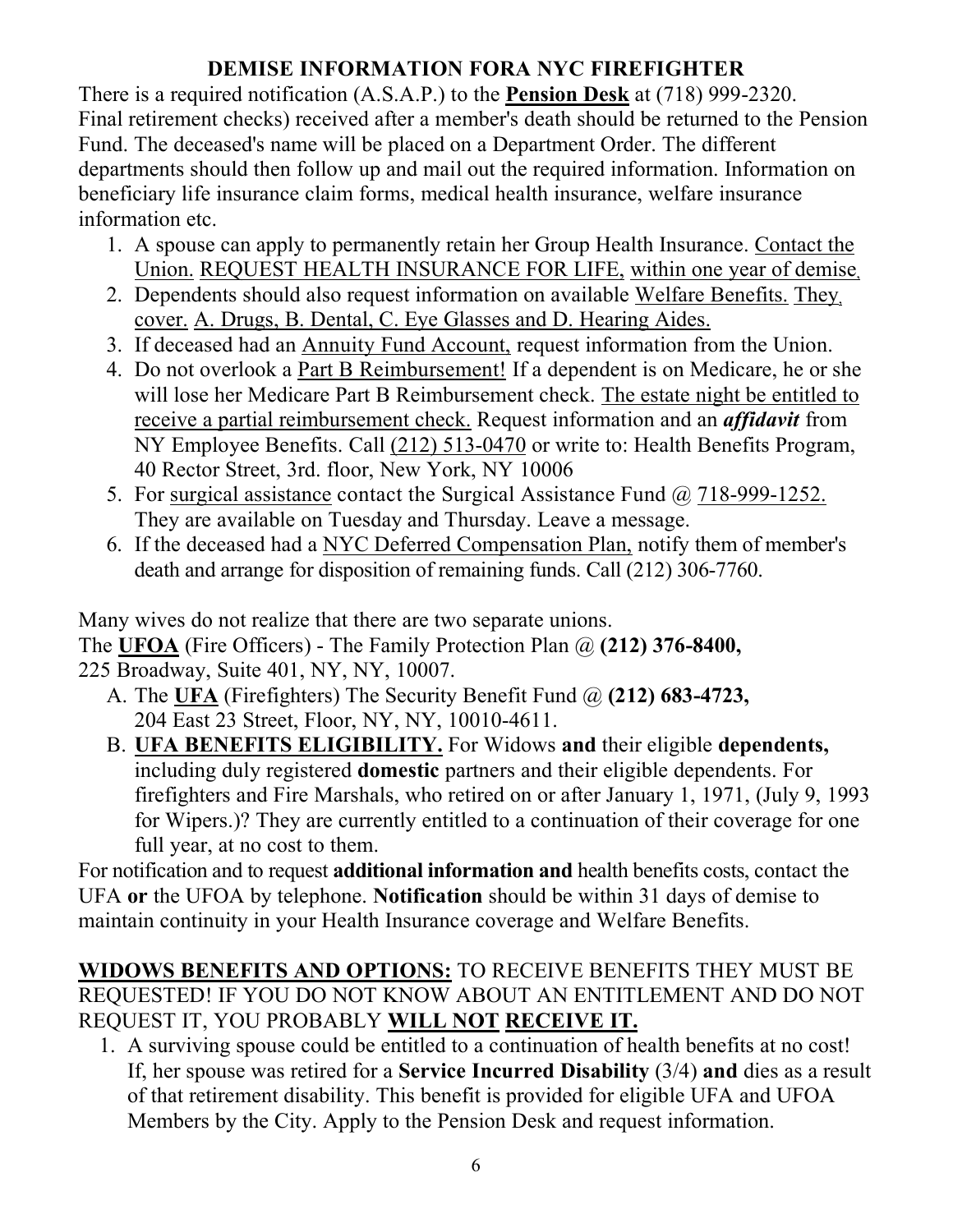## DEMISE INFORMATION FORA NYC FIREFIGHTER

There is a required notification (A.S.A.P.) to the **Pension Desk** at (718) 999-2320. Final retirement checks) received after a member's death should be returned to the Pension Fund. The deceased's name will be placed on a Department Order. The different departments should then follow up and mail out the required information. Information on beneficiary life insurance claim forms, medical health insurance, welfare insurance information etc.

1. A spouse can apply to permanently retain her Group Health Insurance. Contact the Union. REQUEST HEALTH INSURANCE FOR LIFE, within one year of demise,
2. Dependents should also request information on available Welfare Benefits. They, cover. A. Drugs, B. Dental, C. Eye Glasses and D. Hearing Aides.
3. If deceased had an Annuity Fund Account, request information from the Union.
4. Do not overlook a Part B Reimbursement! If a dependent is on Medicare, he or she will lose her Medicare Part B Reimbursement check. The estate night be entitled to receive a partial reimbursement check. Request information and an ***affidavit*** from NY Employee Benefits. Call (212) 513-0470 or write to: Health Benefits Program, 40 Rector Street, 3rd. floor, New York, NY 10006
5. For surgical assistance contact the Surgical Assistance Fund @ 718-999-1252. They are available on Tuesday and Thursday. Leave a message.
6. If the deceased had a NYC Deferred Compensation Plan, notify them of member's death and arrange for disposition of remaining funds. Call (212) 306-7760.

Many wives do not realize that there are two separate unions.
The **UFOA** (Fire Officers) - The Family Protection Plan @ **(212) 376-8400,** 225 Broadway, Suite 401, NY, NY, 10007.

A. The **UFA** (Firefighters) The Security Benefit Fund @ **(212) 683-4723,** 204 East 23 Street, Floor, NY, NY, 10010-4611.
B. **UFA BENEFITS ELIGIBILITY.** For Widows **and** their eligible **dependents,** including duly registered **domestic** partners and their eligible dependents. For firefighters and Fire Marshals, who retired on or after January 1, 1971, (July 9, 1993 for Wipers.)? They are currently entitled to a continuation of their coverage for one full year, at no cost to them.

For notification and to request **additional information and** health benefits costs, contact the UFA **or** the UFOA by telephone. **Notification** should be within 31 days of demise to maintain continuity in your Health Insurance coverage and Welfare Benefits.

**WIDOWS BENEFITS AND OPTIONS:** TO RECEIVE BENEFITS THEY MUST BE REQUESTED! IF YOU DO NOT KNOW ABOUT AN ENTITLEMENT AND DO NOT REQUEST IT, YOU PROBABLY **WILL NOT RECEIVE IT.**

1. A surviving spouse could be entitled to a continuation of health benefits at no cost! If, her spouse was retired for a **Service Incurred Disability** (3/4) **and** dies as a result of that retirement disability. This benefit is provided for eligible UFA and UFOA Members by the City. Apply to the Pension Desk and request information.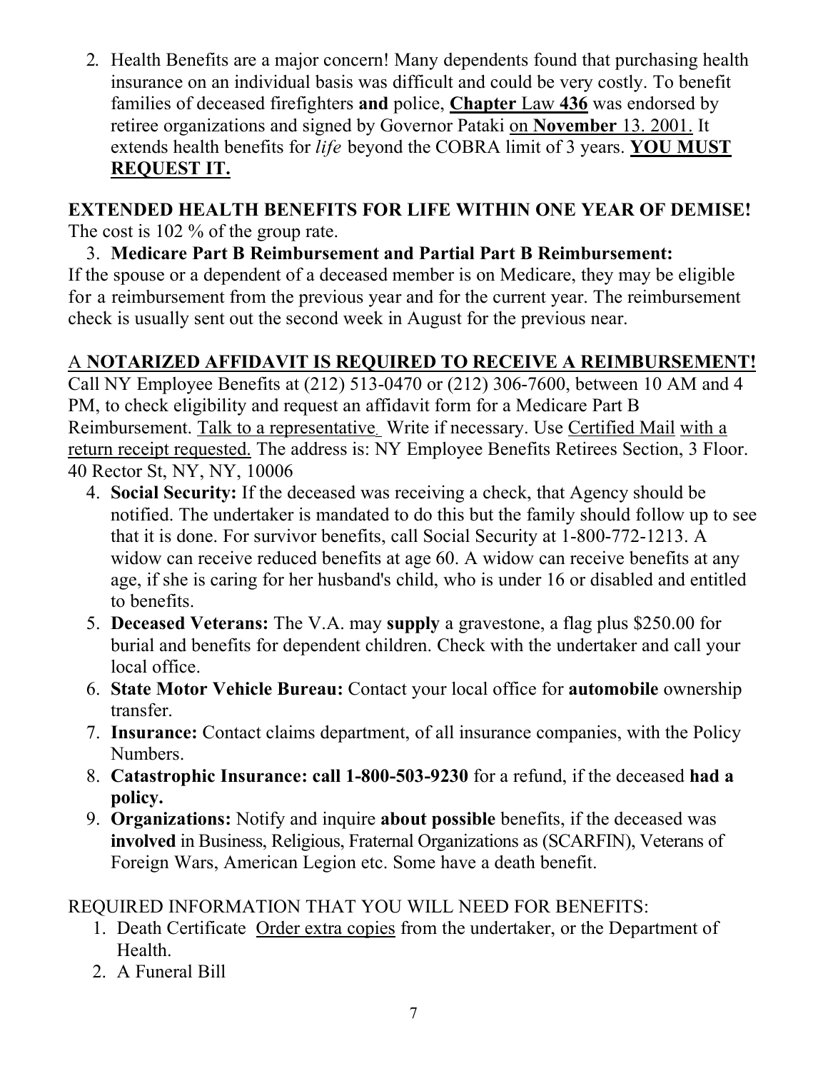2. Health Benefits are a major concern! Many dependents found that purchasing health insurance on an individual basis was difficult and could be very costly. To benefit families of deceased firefighters **and** police, <u>**Chapter** Law **436**</u> was endorsed by retiree organizations and signed by Governor Pataki <u>on **November** 13. 2001.</u> It extends health benefits for *life* beyond the COBRA limit of 3 years. <u>**YOU MUST REQUEST IT.**</u>

**EXTENDED HEALTH BENEFITS FOR LIFE WITHIN ONE YEAR OF DEMISE!**
The cost is 102 % of the group rate.

3. **Medicare Part B Reimbursement and Partial Part B Reimbursement:**

If the spouse or a dependent of a deceased member is on Medicare, they may be eligible for a reimbursement from the previous year and for the current year. The reimbursement check is usually sent out the second week in August for the previous near.

<u>A **NOTARIZED AFFIDAVIT IS REQUIRED TO RECEIVE A REIMBURSEMENT!**</u>
Call NY Employee Benefits at (212) 513-0470 or (212) 306-7600, between 10 AM and 4 PM, to check eligibility and request an affidavit form for a Medicare Part B Reimbursement. <u>Talk to a representative.</u> Write if necessary. Use <u>Certified Mail</u> <u>with a return receipt requested.</u> The address is: NY Employee Benefits Retirees Section, 3 Floor. 40 Rector St, NY, NY, 10006

4. **Social Security:** If the deceased was receiving a check, that Agency should be notified. The undertaker is mandated to do this but the family should follow up to see that it is done. For survivor benefits, call Social Security at 1-800-772-1213. A widow can receive reduced benefits at age 60. A widow can receive benefits at any age, if she is caring for her husband's child, who is under 16 or disabled and entitled to benefits.
5. **Deceased Veterans:** The V.A. may **supply** a gravestone, a flag plus $250.00 for burial and benefits for dependent children. Check with the undertaker and call your local office.
6. **State Motor Vehicle Bureau:** Contact your local office for **automobile** ownership transfer.
7. **Insurance:** Contact claims department, of all insurance companies, with the Policy Numbers.
8. **Catastrophic Insurance: call 1-800-503-9230** for a refund, if the deceased **had a policy.**
9. **Organizations:** Notify and inquire **about possible** benefits, if the deceased was **involved** in Business, Religious, Fraternal Organizations as (SCARFIN), Veterans of Foreign Wars, American Legion etc. Some have a death benefit.

REQUIRED INFORMATION THAT YOU WILL NEED FOR BENEFITS:

1. Death Certificate <u>Order extra copies</u> from the undertaker, or the Department of Health.
2. A Funeral Bill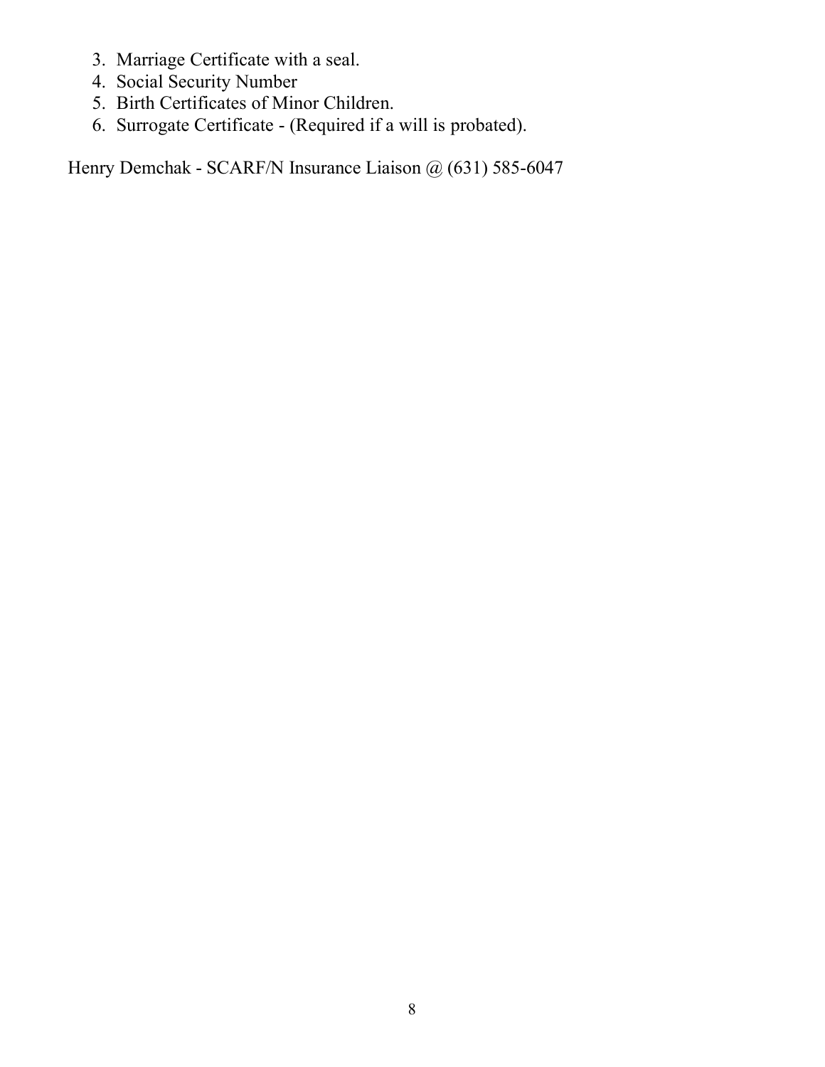3. Marriage Certificate with a seal.
4. Social Security Number
5. Birth Certificates of Minor Children.
6. Surrogate Certificate - (Required if a will is probated).

Henry Demchak - SCARF/N Insurance Liaison @ (631) 585-6047